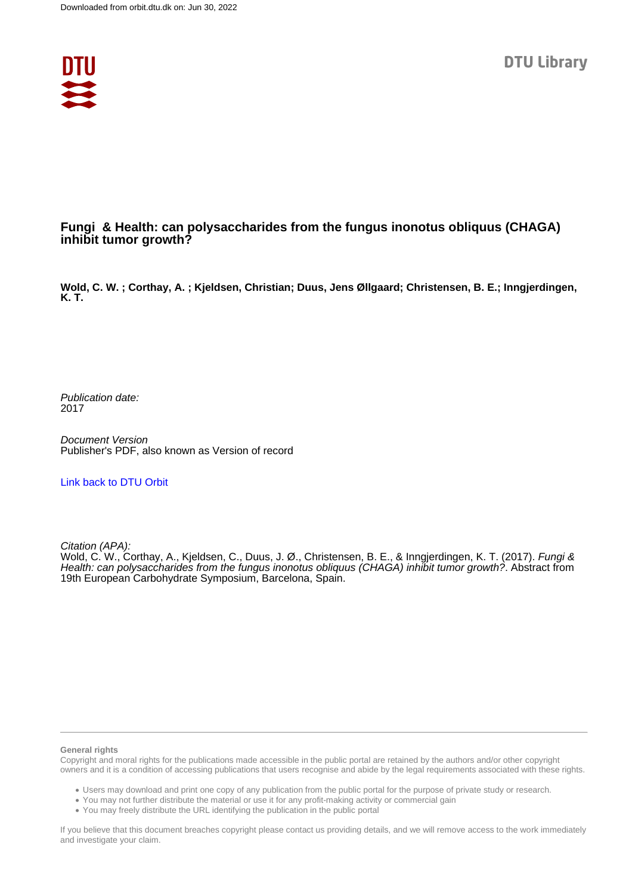Downloaded from orbit.dtu.dk on: Jun 30, 2022

DTU Library

# Fungi & Health: can polysaccharides from the fungus inonotus obliquus (CHAGA) inhibit tumor growth?

**Wold, C. W. ; Corthay, A. ; Kjeldsen, Christian; Duus, Jens Øllgaard; Christensen, B. E.; Inngjerdingen, K. T.**

*Publication date:*
2017

*Document Version*
Publisher's PDF, also known as Version of record

[Link back to DTU Orbit](#)

*Citation (APA):*
Wold, C. W., Corthay, A., Kjeldsen, C., Duus, J. Ø., Christensen, B. E., & Inngjerdingen, K. T. (2017). *Fungi & Health: can polysaccharides from the fungus inonotus obliquus (CHAGA) inhibit tumor growth?*. Abstract from 19th European Carbohydrate Symposium, Barcelona, Spain.

**General rights**

Copyright and moral rights for the publications made accessible in the public portal are retained by the authors and/or other copyright owners and it is a condition of accessing publications that users recognise and abide by the legal requirements associated with these rights.

- Users may download and print one copy of any publication from the public portal for the purpose of private study or research.
- You may not further distribute the material or use it for any profit-making activity or commercial gain
- You may freely distribute the URL identifying the publication in the public portal

If you believe that this document breaches copyright please contact us providing details, and we will remove access to the work immediately and investigate your claim.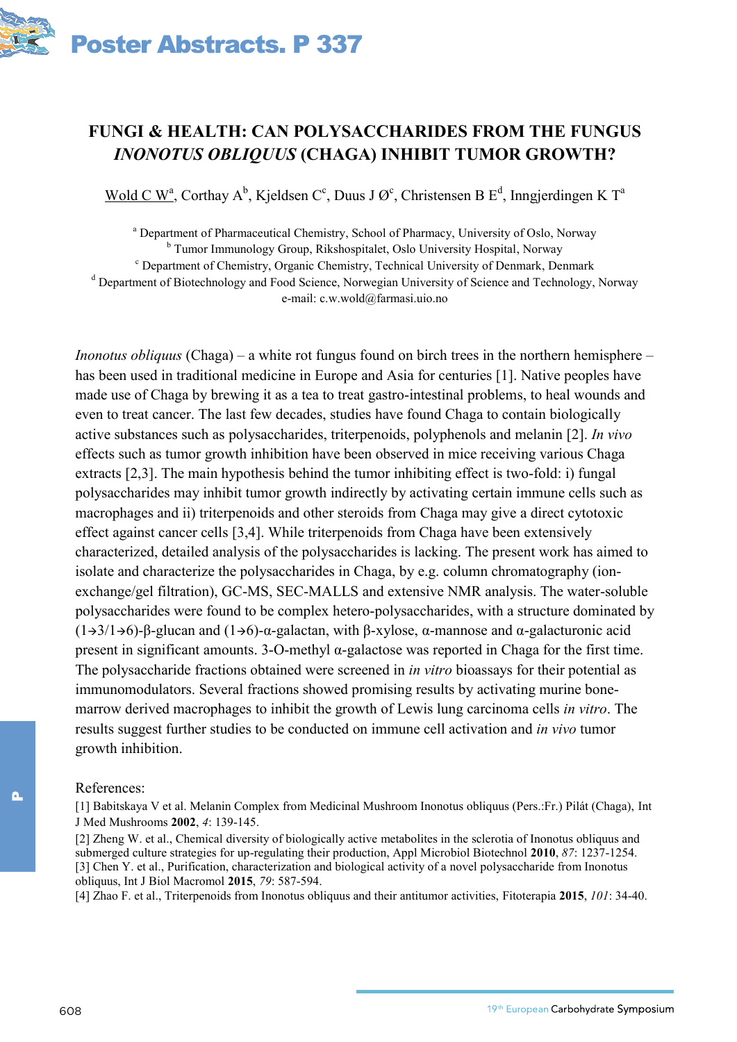# FUNGI & HEALTH: CAN POLYSACCHARIDES FROM THE FUNGUS *INONOTUS OBLIQUUS* (CHAGA) INHIBIT TUMOR GROWTH?

Wold C W[a], Corthay A[b], Kjeldsen C[c], Duus J Ø[c], Christensen B E[d], Inngjerdingen K T[a]

[a] Department of Pharmaceutical Chemistry, School of Pharmacy, University of Oslo, Norway
[b] Tumor Immunology Group, Rikshospitalet, Oslo University Hospital, Norway
[c] Department of Chemistry, Organic Chemistry, Technical University of Denmark, Denmark
[d] Department of Biotechnology and Food Science, Norwegian University of Science and Technology, Norway
e-mail: c.w.wold@farmasi.uio.no

*Inonotus obliquus* (Chaga) – a white rot fungus found on birch trees in the northern hemisphere – has been used in traditional medicine in Europe and Asia for centuries [1]. Native peoples have made use of Chaga by brewing it as a tea to treat gastro-intestinal problems, to heal wounds and even to treat cancer. The last few decades, studies have found Chaga to contain biologically active substances such as polysaccharides, triterpenoids, polyphenols and melanin [2]. *In vivo* effects such as tumor growth inhibition have been observed in mice receiving various Chaga extracts [2,3]. The main hypothesis behind the tumor inhibiting effect is two-fold: i) fungal polysaccharides may inhibit tumor growth indirectly by activating certain immune cells such as macrophages and ii) triterpenoids and other steroids from Chaga may give a direct cytotoxic effect against cancer cells [3,4]. While triterpenoids from Chaga have been extensively characterized, detailed analysis of the polysaccharides is lacking. The present work has aimed to isolate and characterize the polysaccharides in Chaga, by e.g. column chromatography (ion-exchange/gel filtration), GC-MS, SEC-MALLS and extensive NMR analysis. The water-soluble polysaccharides were found to be complex hetero-polysaccharides, with a structure dominated by (1→3/1→6)-β-glucan and (1→6)-α-galactan, with β-xylose, α-mannose and α-galacturonic acid present in significant amounts. 3-O-methyl α-galactose was reported in Chaga for the first time. The polysaccharide fractions obtained were screened in *in vitro* bioassays for their potential as immunomodulators. Several fractions showed promising results by activating murine bone-marrow derived macrophages to inhibit the growth of Lewis lung carcinoma cells *in vitro*. The results suggest further studies to be conducted on immune cell activation and *in vivo* tumor growth inhibition.

References:

[1] Babitskaya V et al. Melanin Complex from Medicinal Mushroom Inonotus obliquus (Pers.:Fr.) Pilát (Chaga), Int J Med Mushrooms **2002**, *4*: 139-145.

[2] Zheng W. et al., Chemical diversity of biologically active metabolites in the sclerotia of Inonotus obliquus and submerged culture strategies for up-regulating their production, Appl Microbiol Biotechnol **2010**, *87*: 1237-1254.

[3] Chen Y. et al., Purification, characterization and biological activity of a novel polysaccharide from Inonotus obliquus, Int J Biol Macromol **2015**, *79*: 587-594.

[4] Zhao F. et al., Triterpenoids from Inonotus obliquus and their antitumor activities, Fitoterapia **2015**, *101*: 34-40.